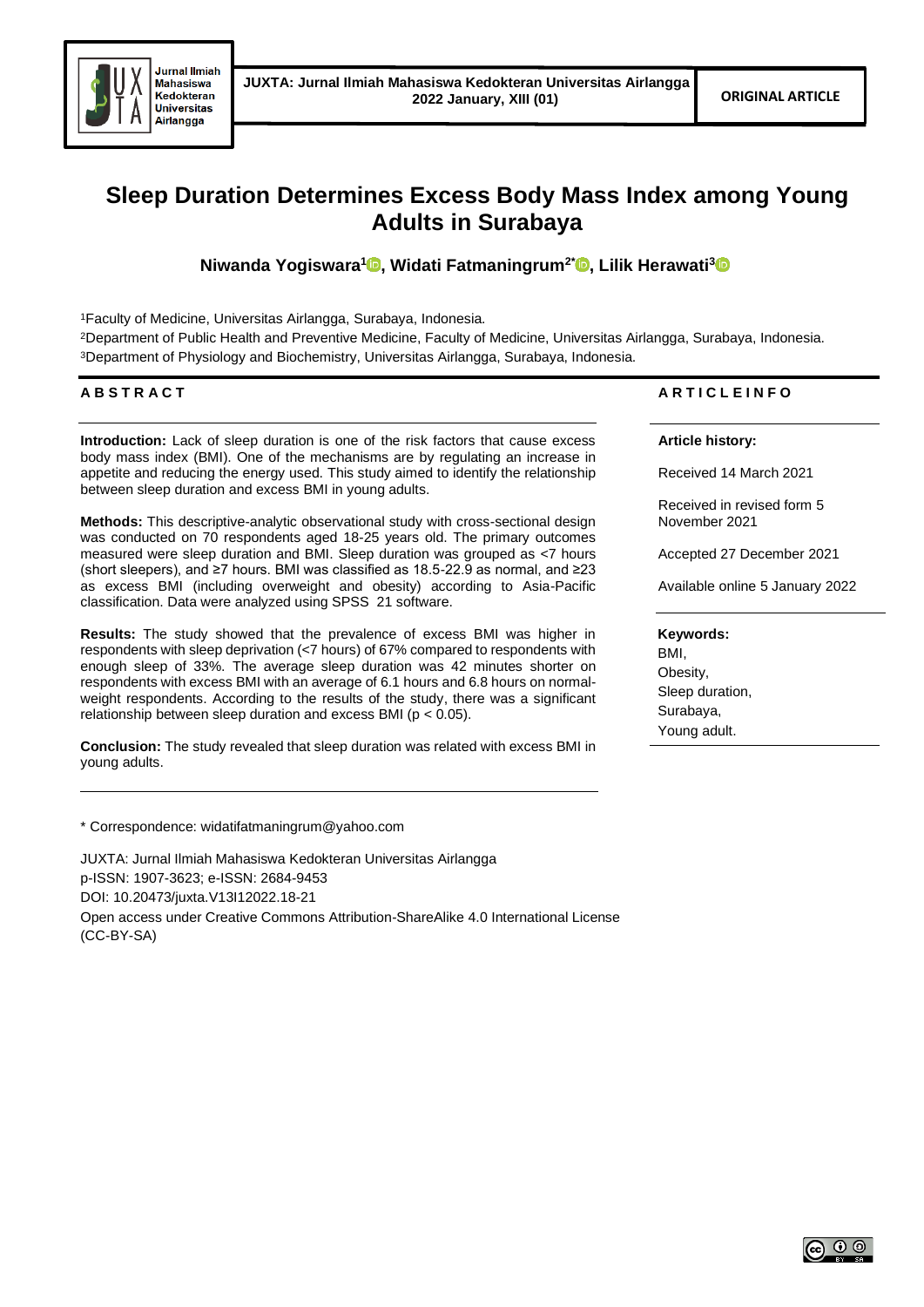ORIGINAL ARTICLE

# Sleep Duration Determines Excess Body Mass Index among Young Adults in Surabaya

**Niwanda Yogiswara[1], Widati Fatmaningrum[2*], Lilik Herawati[3]**

[1]Faculty of Medicine, Universitas Airlangga, Surabaya, Indonesia.
[2]Department of Public Health and Preventive Medicine, Faculty of Medicine, Universitas Airlangga, Surabaya, Indonesia.
[3]Department of Physiology and Biochemistry, Universitas Airlangga, Surabaya, Indonesia.

## ABSTRACT

**Introduction:** Lack of sleep duration is one of the risk factors that cause excess body mass index (BMI). One of the mechanisms are by regulating an increase in appetite and reducing the energy used. This study aimed to identify the relationship between sleep duration and excess BMI in young adults.

**Methods:** This descriptive-analytic observational study with cross-sectional design was conducted on 70 respondents aged 18-25 years old. The primary outcomes measured were sleep duration and BMI. Sleep duration was grouped as <7 hours (short sleepers), and ≥7 hours. BMI was classified as 18.5-22.9 as normal, and ≥23 as excess BMI (including overweight and obesity) according to Asia-Pacific classification. Data were analyzed using SPSS 21 software.

**Results:** The study showed that the prevalence of excess BMI was higher in respondents with sleep deprivation (<7 hours) of 67% compared to respondents with enough sleep of 33%. The average sleep duration was 42 minutes shorter on respondents with excess BMI with an average of 6.1 hours and 6.8 hours on normal-weight respondents. According to the results of the study, there was a significant relationship between sleep duration and excess BMI ($p < 0.05$).

**Conclusion:** The study revealed that sleep duration was related with excess BMI in young adults.

## ARTICLE INFO

**Article history:**

Received 14 March 2021

Received in revised form 5 November 2021

Accepted 27 December 2021

Available online 5 January 2022

**Keywords:**
BMI,
Obesity,
Sleep duration,
Surabaya,
Young adult.

\* Correspondence: widatifatmaningrum@yahoo.com

JUXTA: Jurnal Ilmiah Mahasiswa Kedokteran Universitas Airlangga
p-ISSN: 1907-3623; e-ISSN: 2684-9453
DOI: 10.20473/juxta.V13I12022.18-21
Open access under Creative Commons Attribution-ShareAlike 4.0 International License (CC-BY-SA)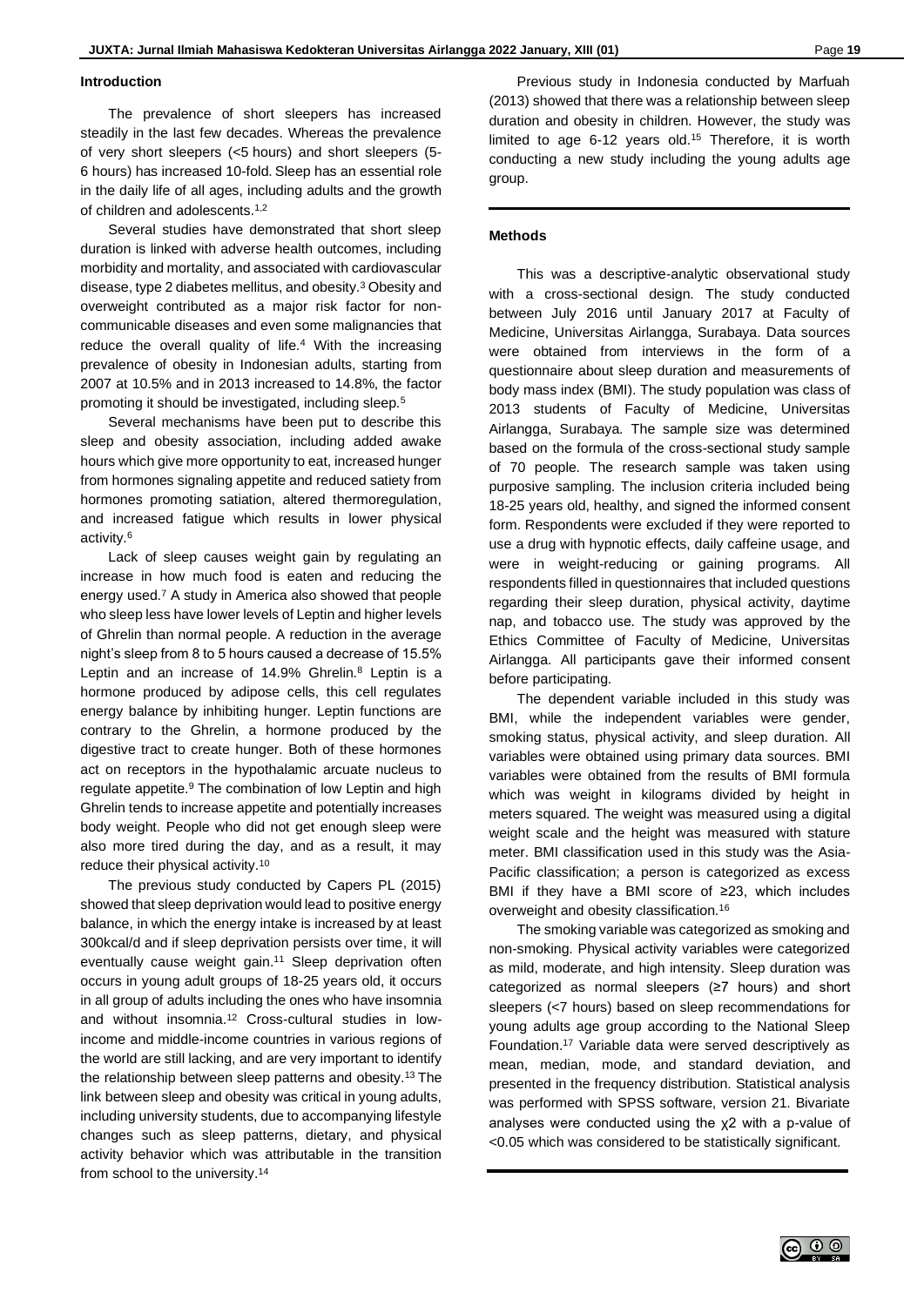## Introduction

The prevalence of short sleepers has increased steadily in the last few decades. Whereas the prevalence of very short sleepers (<5 hours) and short sleepers (5-6 hours) has increased 10-fold. Sleep has an essential role in the daily life of all ages, including adults and the growth of children and adolescents.[1,2]

Several studies have demonstrated that short sleep duration is linked with adverse health outcomes, including morbidity and mortality, and associated with cardiovascular disease, type 2 diabetes mellitus, and obesity.[3] Obesity and overweight contributed as a major risk factor for non-communicable diseases and even some malignancies that reduce the overall quality of life.[4] With the increasing prevalence of obesity in Indonesian adults, starting from 2007 at 10.5% and in 2013 increased to 14.8%, the factor promoting it should be investigated, including sleep.[5]

Several mechanisms have been put to describe this sleep and obesity association, including added awake hours which give more opportunity to eat, increased hunger from hormones signaling appetite and reduced satiety from hormones promoting satiation, altered thermoregulation, and increased fatigue which results in lower physical activity.[6]

Lack of sleep causes weight gain by regulating an increase in how much food is eaten and reducing the energy used.[7] A study in America also showed that people who sleep less have lower levels of Leptin and higher levels of Ghrelin than normal people. A reduction in the average night's sleep from 8 to 5 hours caused a decrease of 15.5% Leptin and an increase of 14.9% Ghrelin.[8] Leptin is a hormone produced by adipose cells, this cell regulates energy balance by inhibiting hunger. Leptin functions are contrary to the Ghrelin, a hormone produced by the digestive tract to create hunger. Both of these hormones act on receptors in the hypothalamic arcuate nucleus to regulate appetite.[9] The combination of low Leptin and high Ghrelin tends to increase appetite and potentially increases body weight. People who did not get enough sleep were also more tired during the day, and as a result, it may reduce their physical activity.[10]

The previous study conducted by Capers PL (2015) showed that sleep deprivation would lead to positive energy balance, in which the energy intake is increased by at least 300kcal/d and if sleep deprivation persists over time, it will eventually cause weight gain.[11] Sleep deprivation often occurs in young adult groups of 18-25 years old, it occurs in all group of adults including the ones who have insomnia and without insomnia.[12] Cross-cultural studies in low-income and middle-income countries in various regions of the world are still lacking, and are very important to identify the relationship between sleep patterns and obesity.[13] The link between sleep and obesity was critical in young adults, including university students, due to accompanying lifestyle changes such as sleep patterns, dietary, and physical activity behavior which was attributable in the transition from school to the university.[14]

Previous study in Indonesia conducted by Marfuah (2013) showed that there was a relationship between sleep duration and obesity in children. However, the study was limited to age 6-12 years old.[15] Therefore, it is worth conducting a new study including the young adults age group.

## Methods

This was a descriptive-analytic observational study with a cross-sectional design. The study conducted between July 2016 until January 2017 at Faculty of Medicine, Universitas Airlangga, Surabaya. Data sources were obtained from interviews in the form of a questionnaire about sleep duration and measurements of body mass index (BMI). The study population was class of 2013 students of Faculty of Medicine, Universitas Airlangga, Surabaya. The sample size was determined based on the formula of the cross-sectional study sample of 70 people. The research sample was taken using purposive sampling. The inclusion criteria included being 18-25 years old, healthy, and signed the informed consent form. Respondents were excluded if they were reported to use a drug with hypnotic effects, daily caffeine usage, and were in weight-reducing or gaining programs. All respondents filled in questionnaires that included questions regarding their sleep duration, physical activity, daytime nap, and tobacco use. The study was approved by the Ethics Committee of Faculty of Medicine, Universitas Airlangga. All participants gave their informed consent before participating.

The dependent variable included in this study was BMI, while the independent variables were gender, smoking status, physical activity, and sleep duration. All variables were obtained using primary data sources. BMI variables were obtained from the results of BMI formula which was weight in kilograms divided by height in meters squared. The weight was measured using a digital weight scale and the height was measured with stature meter. BMI classification used in this study was the Asia-Pacific classification; a person is categorized as excess BMI if they have a BMI score of ≥23, which includes overweight and obesity classification.[16]

The smoking variable was categorized as smoking and non-smoking. Physical activity variables were categorized as mild, moderate, and high intensity. Sleep duration was categorized as normal sleepers (≥7 hours) and short sleepers (<7 hours) based on sleep recommendations for young adults age group according to the National Sleep Foundation.[17] Variable data were served descriptively as mean, median, mode, and standard deviation, and presented in the frequency distribution. Statistical analysis was performed with SPSS software, version 21. Bivariate analyses were conducted using the $\chi 2$ with a p-value of <0.05 which was considered to be statistically significant.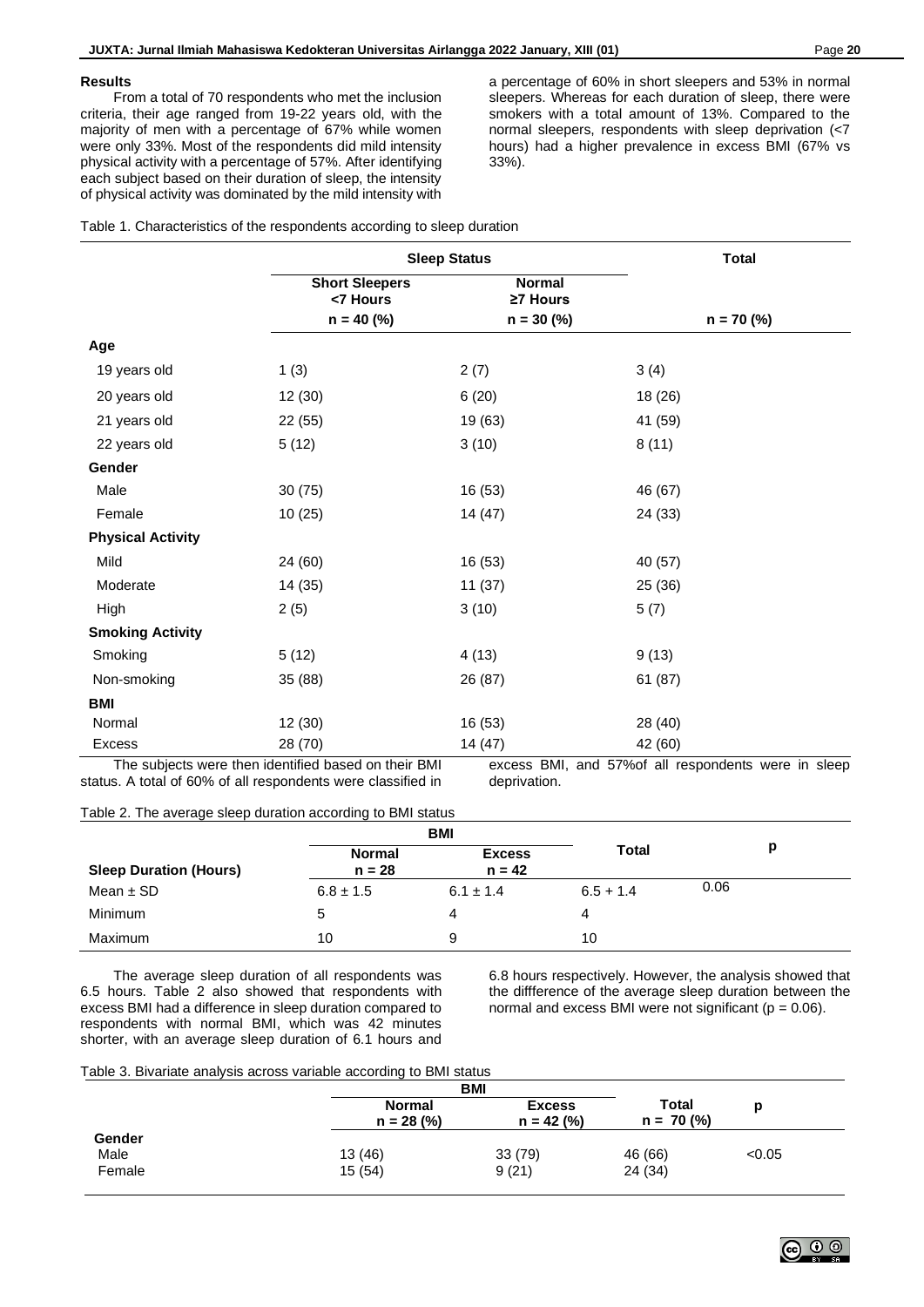## Results

From a total of 70 respondents who met the inclusion criteria, their age ranged from 19-22 years old, with the majority of men with a percentage of 67% while women were only 33%. Most of the respondents did mild intensity physical activity with a percentage of 57%. After identifying each subject based on their duration of sleep, the intensity of physical activity was dominated by the mild intensity with a percentage of 60% in short sleepers and 53% in normal sleepers. Whereas for each duration of sleep, there were smokers with a total amount of 13%. Compared to the normal sleepers, respondents with sleep deprivation (<7 hours) had a higher prevalence in excess BMI (67% vs 33%).

Table 1. Characteristics of the respondents according to sleep duration

| | Sleep Status | | Total |
|---|---|---|---|
| | Short Sleepers <7 Hours n = 40 (%) | Normal ≥7 Hours n = 30 (%) | n = 70 (%) |
| **Age** | | | |
| 19 years old | 1 (3) | 2 (7) | 3 (4) |
| 20 years old | 12 (30) | 6 (20) | 18 (26) |
| 21 years old | 22 (55) | 19 (63) | 41 (59) |
| 22 years old | 5 (12) | 3 (10) | 8 (11) |
| **Gender** | | | |
| Male | 30 (75) | 16 (53) | 46 (67) |
| Female | 10 (25) | 14 (47) | 24 (33) |
| **Physical Activity** | | | |
| Mild | 24 (60) | 16 (53) | 40 (57) |
| Moderate | 14 (35) | 11 (37) | 25 (36) |
| High | 2 (5) | 3 (10) | 5 (7) |
| **Smoking Activity** | | | |
| Smoking | 5 (12) | 4 (13) | 9 (13) |
| Non-smoking | 35 (88) | 26 (87) | 61 (87) |
| **BMI** | | | |
| Normal | 12 (30) | 16 (53) | 28 (40) |
| Excess | 28 (70) | 14 (47) | 42 (60) |

The subjects were then identified based on their BMI status. A total of 60% of all respondents were classified in excess BMI, and 57%of all respondents were in sleep deprivation.

Table 2. The average sleep duration according to BMI status

| | BMI | | Total | p |
|---|---|---|---|---|
| Sleep Duration (Hours) | Normal n = 28 | Excess n = 42 | | |
| Mean ± SD | 6.8 ± 1.5 | 6.1 ± 1.4 | 6.5 + 1.4 | 0.06 |
| Minimum | 5 | 4 | 4 | |
| Maximum | 10 | 9 | 10 | |

The average sleep duration of all respondents was 6.5 hours. Table 2 also showed that respondents with excess BMI had a difference in sleep duration compared to respondents with normal BMI, which was 42 minutes shorter, with an average sleep duration of 6.1 hours and 6.8 hours respectively. However, the analysis showed that the diffference of the average sleep duration between the normal and excess BMI were not significant (p = 0.06).

Table 3. Bivariate analysis across variable according to BMI status

| | BMI | | Total | p |
|---|---|---|---|---|
| | Normal n = 28 (%) | Excess n = 42 (%) | n = 70 (%) | |
| **Gender** | | | | |
| Male | 13 (46) | 33 (79) | 46 (66) | <0.05 |
| Female | 15 (54) | 9 (21) | 24 (34) | |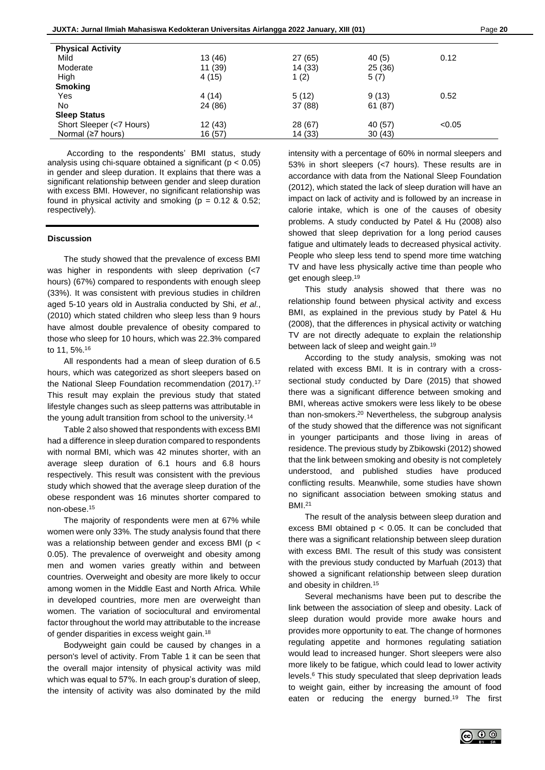| | | | | |
|---|---|---|---|---|
| **Physical Activity** | | | | |
| Mild | 13 (46) | 27 (65) | 40 (5) | 0.12 |
| Moderate | 11 (39) | 14 (33) | 25 (36) | |
| High | 4 (15) | 1 (2) | 5 (7) | |
| **Smoking** | | | | |
| Yes | 4 (14) | 5 (12) | 9 (13) | 0.52 |
| No | 24 (86) | 37 (88) | 61 (87) | |
| **Sleep Status** | | | | |
| Short Sleeper (<7 Hours) | 12 (43) | 28 (67) | 40 (57) | <0.05 |
| Normal (≥7 hours) | 16 (57) | 14 (33) | 30 (43) | |

According to the respondents' BMI status, study analysis using chi-square obtained a significant ($p < 0.05$) in gender and sleep duration. It explains that there was a significant relationship between gender and sleep duration with excess BMI. However, no significant relationship was found in physical activity and smoking ($p = 0.12$ & $0.52$; respectively).

## Discussion

The study showed that the prevalence of excess BMI was higher in respondents with sleep deprivation (<7 hours) (67%) compared to respondents with enough sleep (33%). It was consistent with previous studies in children aged 5-10 years old in Australia conducted by Shi, *et al*., (2010) which stated children who sleep less than 9 hours have almost double prevalence of obesity compared to those who sleep for 10 hours, which was 22.3% compared to 11, 5%.[16]

All respondents had a mean of sleep duration of 6.5 hours, which was categorized as short sleepers based on the National Sleep Foundation recommendation (2017).[17] This result may explain the previous study that stated lifestyle changes such as sleep patterns was attributable in the young adult transition from school to the university.[14]

Table 2 also showed that respondents with excess BMI had a difference in sleep duration compared to respondents with normal BMI, which was 42 minutes shorter, with an average sleep duration of 6.1 hours and 6.8 hours respectively. This result was consistent with the previous study which showed that the average sleep duration of the obese respondent was 16 minutes shorter compared to non-obese.[15]

The majority of respondents were men at 67% while women were only 33%. The study analysis found that there was a relationship between gender and excess BMI ($p < 0.05$). The prevalence of overweight and obesity among men and women varies greatly within and between countries. Overweight and obesity are more likely to occur among women in the Middle East and North Africa. While in developed countries, more men are overweight than women. The variation of sociocultural and enviromental factor throughout the world may attributable to the increase of gender disparities in excess weight gain.[18]

Bodyweight gain could be caused by changes in a person's level of activity. From Table 1 it can be seen that the overall major intensity of physical activity was mild which was equal to 57%. In each group's duration of sleep, the intensity of activity was also dominated by the mild intensity with a percentage of 60% in normal sleepers and 53% in short sleepers (<7 hours). These results are in accordance with data from the National Sleep Foundation (2012), which stated the lack of sleep duration will have an impact on lack of activity and is followed by an increase in calorie intake, which is one of the causes of obesity problems. A study conducted by Patel & Hu (2008) also showed that sleep deprivation for a long period causes fatigue and ultimately leads to decreased physical activity. People who sleep less tend to spend more time watching TV and have less physically active time than people who get enough sleep.[19]

This study analysis showed that there was no relationship found between physical activity and excess BMI, as explained in the previous study by Patel & Hu (2008), that the differences in physical activity or watching TV are not directly adequate to explain the relationship between lack of sleep and weight gain.[19]

According to the study analysis, smoking was not related with excess BMI. It is in contrary with a cross-sectional study conducted by Dare (2015) that showed there was a significant difference between smoking and BMI, whereas active smokers were less likely to be obese than non-smokers.[20] Nevertheless, the subgroup analysis of the study showed that the difference was not significant in younger participants and those living in areas of residence. The previous study by Zbikowski (2012) showed that the link between smoking and obesity is not completely understood, and published studies have produced conflicting results. Meanwhile, some studies have shown no significant association between smoking status and BMI.[21]

The result of the analysis between sleep duration and excess BMI obtained $p < 0.05$. It can be concluded that there was a significant relationship between sleep duration with excess BMI. The result of this study was consistent with the previous study conducted by Marfuah (2013) that showed a significant relationship between sleep duration and obesity in children.[15]

Several mechanisms have been put to describe the link between the association of sleep and obesity. Lack of sleep duration would provide more awake hours and provides more opportunity to eat. The change of hormones regulating appetite and hormones regulating satiation would lead to increased hunger. Short sleepers were also more likely to be fatigue, which could lead to lower activity levels.[6] This study speculated that sleep deprivation leads to weight gain, either by increasing the amount of food eaten or reducing the energy burned.[19] The first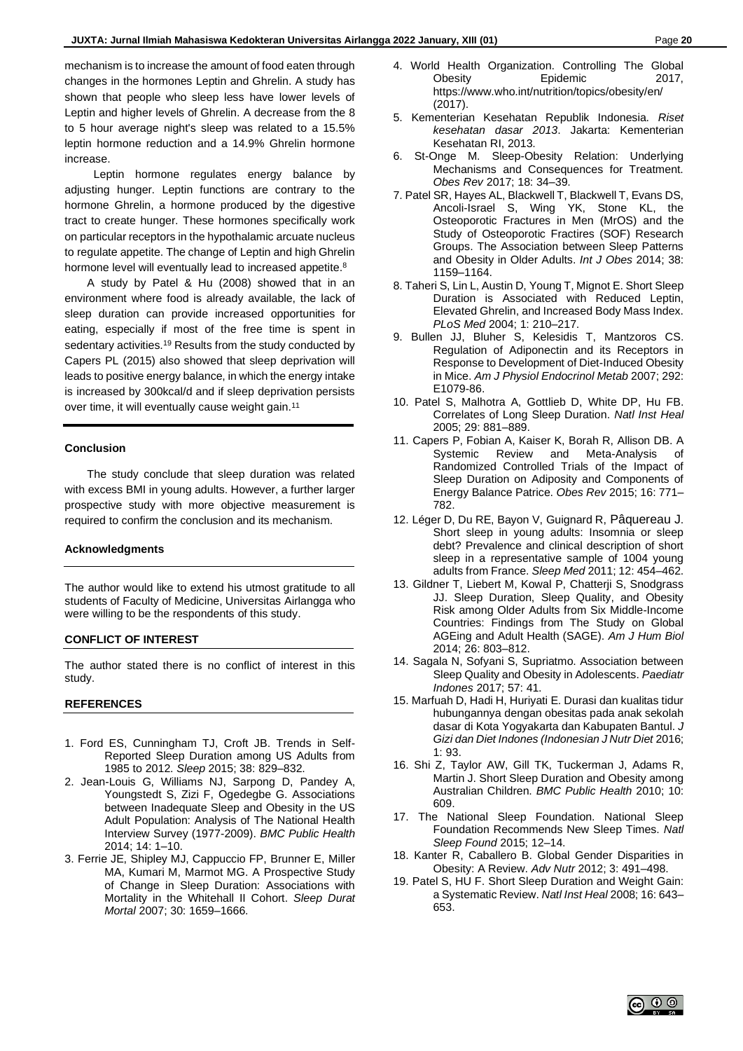mechanism is to increase the amount of food eaten through changes in the hormones Leptin and Ghrelin. A study has shown that people who sleep less have lower levels of Leptin and higher levels of Ghrelin. A decrease from the 8 to 5 hour average night's sleep was related to a 15.5% leptin hormone reduction and a 14.9% Ghrelin hormone increase.

Leptin hormone regulates energy balance by adjusting hunger. Leptin functions are contrary to the hormone Ghrelin, a hormone produced by the digestive tract to create hunger. These hormones specifically work on particular receptors in the hypothalamic arcuate nucleus to regulate appetite. The change of Leptin and high Ghrelin hormone level will eventually lead to increased appetite.[8]

A study by Patel & Hu (2008) showed that in an environment where food is already available, the lack of sleep duration can provide increased opportunities for eating, especially if most of the free time is spent in sedentary activities.[19] Results from the study conducted by Capers PL (2015) also showed that sleep deprivation will leads to positive energy balance, in which the energy intake is increased by 300kcal/d and if sleep deprivation persists over time, it will eventually cause weight gain.[11]

**Conclusion**

The study conclude that sleep duration was related with excess BMI in young adults. However, a further larger prospective study with more objective measurement is required to confirm the conclusion and its mechanism.

**Acknowledgments**

The author would like to extend his utmost gratitude to all students of Faculty of Medicine, Universitas Airlangga who were willing to be the respondents of this study.

**CONFLICT OF INTEREST**

The author stated there is no conflict of interest in this study.

**REFERENCES**

1. Ford ES, Cunningham TJ, Croft JB. Trends in Self-Reported Sleep Duration among US Adults from 1985 to 2012. *Sleep* 2015; 38: 829–832.
2. Jean-Louis G, Williams NJ, Sarpong D, Pandey A, Youngstedt S, Zizi F, Ogedegbe G. Associations between Inadequate Sleep and Obesity in the US Adult Population: Analysis of The National Health Interview Survey (1977-2009). *BMC Public Health* 2014; 14: 1–10.
3. Ferrie JE, Shipley MJ, Cappuccio FP, Brunner E, Miller MA, Kumari M, Marmot MG. A Prospective Study of Change in Sleep Duration: Associations with Mortality in the Whitehall II Cohort. *Sleep Durat Mortal* 2007; 30: 1659–1666.
4. World Health Organization. Controlling The Global Obesity Epidemic 2017, https://www.who.int/nutrition/topics/obesity/en/ (2017).
5. Kementerian Kesehatan Republik Indonesia. *Riset kesehatan dasar 2013*. Jakarta: Kementerian Kesehatan RI, 2013.
6. St-Onge M. Sleep-Obesity Relation: Underlying Mechanisms and Consequences for Treatment. *Obes Rev* 2017; 18: 34–39.
7. Patel SR, Hayes AL, Blackwell T, Blackwell T, Evans DS, Ancoli-Israel S, Wing YK, Stone KL, the Osteoporotic Fractures in Men (MrOS) and the Study of Osteoporotic Fractires (SOF) Research Groups. The Association between Sleep Patterns and Obesity in Older Adults. *Int J Obes* 2014; 38: 1159–1164.
8. Taheri S, Lin L, Austin D, Young T, Mignot E. Short Sleep Duration is Associated with Reduced Leptin, Elevated Ghrelin, and Increased Body Mass Index. *PLoS Med* 2004; 1: 210–217.
9. Bullen JJ, Bluher S, Kelesidis T, Mantzoros CS. Regulation of Adiponectin and its Receptors in Response to Development of Diet-Induced Obesity in Mice. *Am J Physiol Endocrinol Metab* 2007; 292: E1079-86.
10. Patel S, Malhotra A, Gottlieb D, White DP, Hu FB. Correlates of Long Sleep Duration. *Natl Inst Heal* 2005; 29: 881–889.
11. Capers P, Fobian A, Kaiser K, Borah R, Allison DB. A Systemic Review and Meta-Analysis of Randomized Controlled Trials of the Impact of Sleep Duration on Adiposity and Components of Energy Balance Patrice. *Obes Rev* 2015; 16: 771–782.
12. Léger D, Du RE, Bayon V, Guignard R, Pâquereau J. Short sleep in young adults: Insomnia or sleep debt? Prevalence and clinical description of short sleep in a representative sample of 1004 young adults from France. *Sleep Med* 2011; 12: 454–462.
13. Gildner T, Liebert M, Kowal P, Chatterji S, Snodgrass JJ. Sleep Duration, Sleep Quality, and Obesity Risk among Older Adults from Six Middle-Income Countries: Findings from The Study on Global AGEing and Adult Health (SAGE). *Am J Hum Biol* 2014; 26: 803–812.
14. Sagala N, Sofyani S, Supriatmo. Association between Sleep Quality and Obesity in Adolescents. *Paediatr Indones* 2017; 57: 41.
15. Marfuah D, Hadi H, Huriyati E. Durasi dan kualitas tidur hubungannya dengan obesitas pada anak sekolah dasar di Kota Yogyakarta dan Kabupaten Bantul. *J Gizi dan Diet Indones (Indonesian J Nutr Diet* 2016; 1: 93.
16. Shi Z, Taylor AW, Gill TK, Tuckerman J, Adams R, Martin J. Short Sleep Duration and Obesity among Australian Children. *BMC Public Health* 2010; 10: 609.
17. The National Sleep Foundation. National Sleep Foundation Recommends New Sleep Times. *Natl Sleep Found* 2015; 12–14.
18. Kanter R, Caballero B. Global Gender Disparities in Obesity: A Review. *Adv Nutr* 2012; 3: 491–498.
19. Patel S, HU F. Short Sleep Duration and Weight Gain: a Systematic Review. *Natl Inst Heal* 2008; 16: 643–653.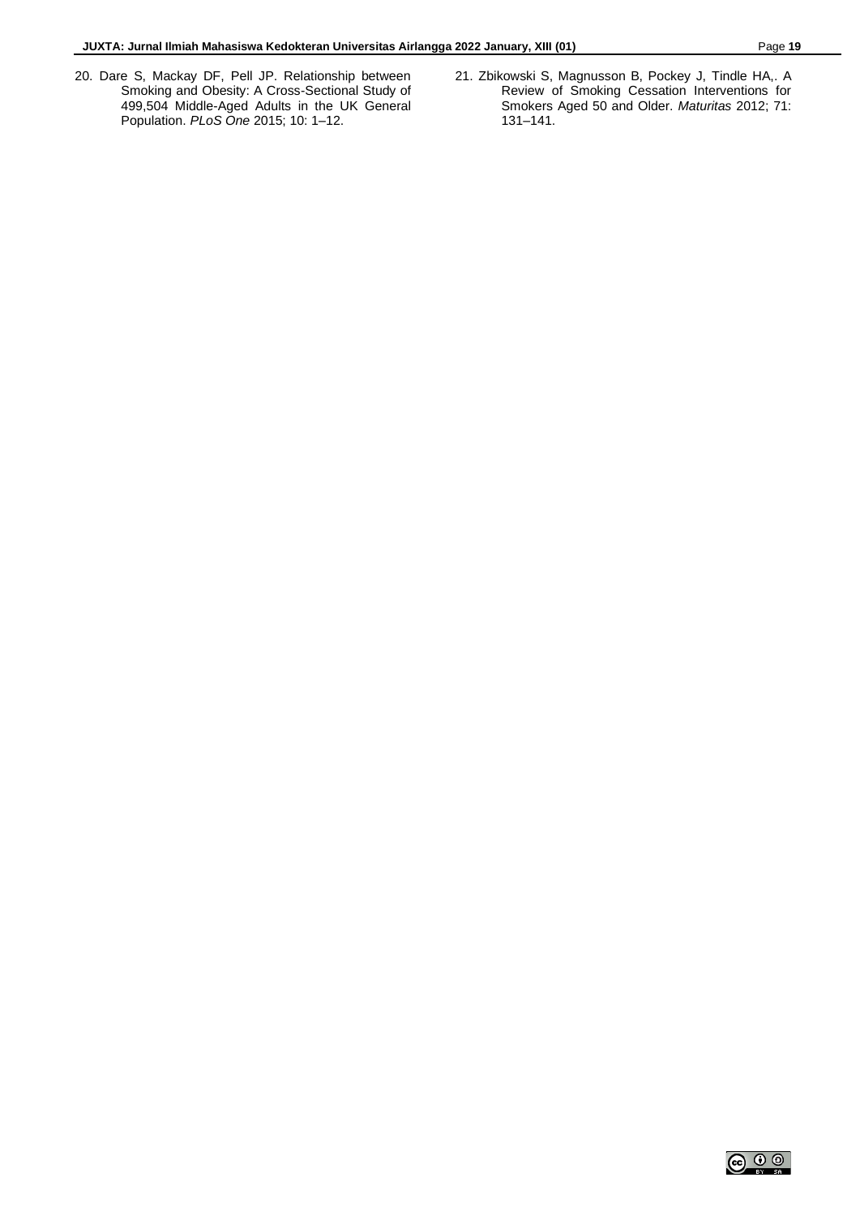20. Dare S, Mackay DF, Pell JP. Relationship between Smoking and Obesity: A Cross-Sectional Study of 499,504 Middle-Aged Adults in the UK General Population. *PLoS One* 2015; 10: 1–12.
21. Zbikowski S, Magnusson B, Pockey J, Tindle HA,. A Review of Smoking Cessation Interventions for Smokers Aged 50 and Older. *Maturitas* 2012; 71: 131–141.